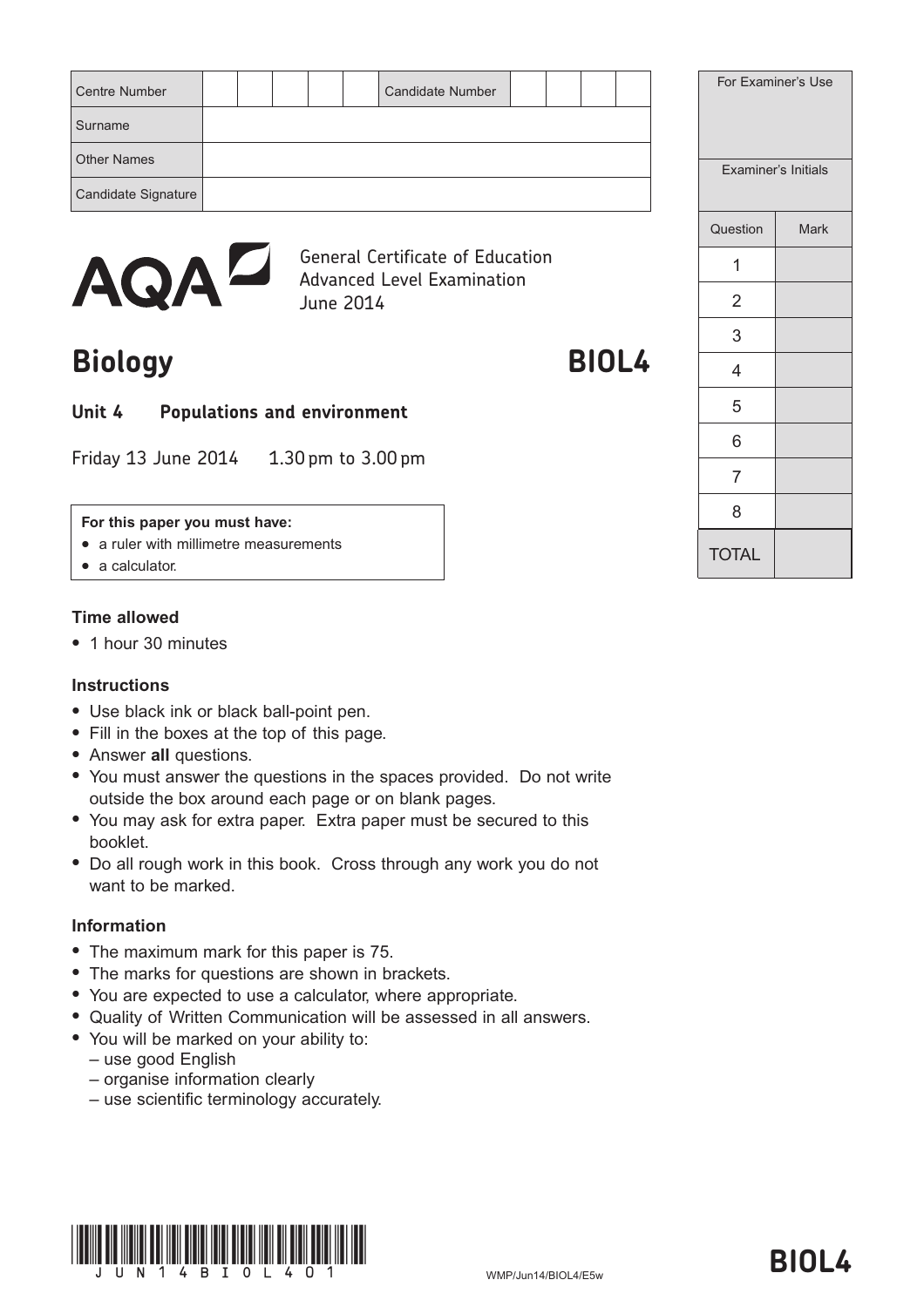| Centre Number | | | | | | Candidate Number | | | | |
|---|---|---|---|---|---|---|---|---|---|---|
| Surname | | | | | | | | | | |
| Other Names | | | | | | | | | | |
| Candidate Signature | | | | | | | | | | |

| For Examiner's Use | |
|---|---|
| Examiner's Initials | |
| Question | Mark |
| 1 | |
| 2 | |
| 3 | |
| 4 | |
| 5 | |
| 6 | |
| 7 | |
| 8 | |
| TOTAL | |

AQA

General Certificate of Education
Advanced Level Examination
June 2014

# Biology BIOL4

## Unit 4 Populations and environment

Friday 13 June 2014 1.30 pm to 3.00 pm

**For this paper you must have:**
- a ruler with millimetre measurements
- a calculator.

### Time allowed
- 1 hour 30 minutes

### Instructions
- Use black ink or black ball-point pen.
- Fill in the boxes at the top of this page.
- Answer **all** questions.
- You must answer the questions in the spaces provided. Do not write outside the box around each page or on blank pages.
- You may ask for extra paper. Extra paper must be secured to this booklet.
- Do all rough work in this book. Cross through any work you do not want to be marked.

### Information
- The maximum mark for this paper is 75.
- The marks for questions are shown in brackets.
- You are expected to use a calculator, where appropriate.
- Quality of Written Communication will be assessed in all answers.
- You will be marked on your ability to:
  - use good English
  - organise information clearly
  - use scientific terminology accurately.

JUN14BIOL401

WMP/Jun14/BIOL4/E5w

BIOL4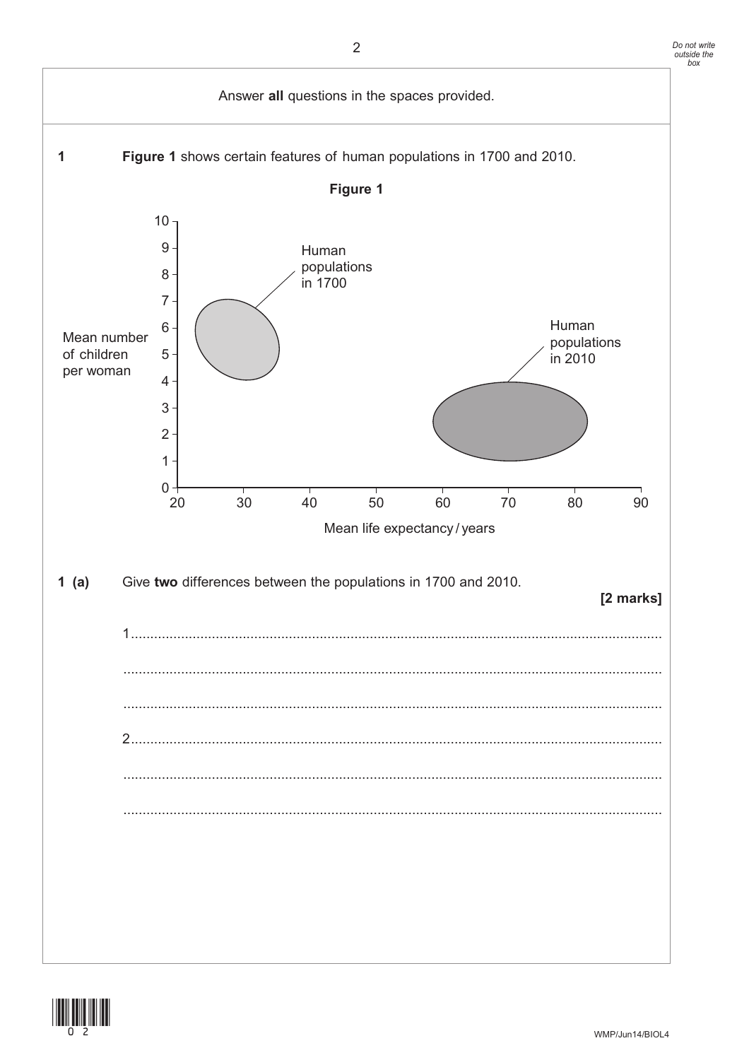Answer **all** questions in the spaces provided.

**1** **Figure 1** shows certain features of human populations in 1700 and 2010.

**Figure 1**

Mean number of children per woman (y-axis, 0–10)

Human populations in 1700

Human populations in 2010

Mean life expectancy / years (x-axis, 20–90)

**1 (a)** Give **two** differences between the populations in 1700 and 2010.

**[2 marks]**

1 ........................................................................................................................

........................................................................................................................

........................................................................................................................

2 ........................................................................................................................

........................................................................................................................

........................................................................................................................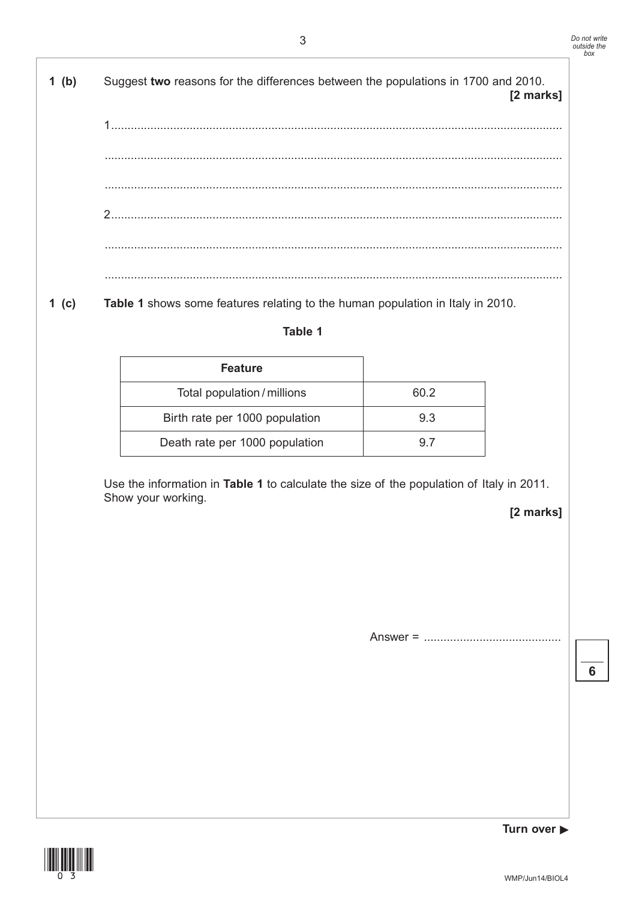**1 (b)** Suggest **two** reasons for the differences between the populations in 1700 and 2010.

**[2 marks]**

1 .............................................................................................................................

.............................................................................................................................

.............................................................................................................................

2 .............................................................................................................................

.............................................................................................................................

.............................................................................................................................

**1 (c)** **Table 1** shows some features relating to the human population in Italy in 2010.

**Table 1**

| Feature | |
|---|---|
| Total population / millions | 60.2 |
| Birth rate per 1000 population | 9.3 |
| Death rate per 1000 population | 9.7 |

Use the information in **Table 1** to calculate the size of the population of Italy in 2011.
Show your working.

**[2 marks]**

Answer = .........................................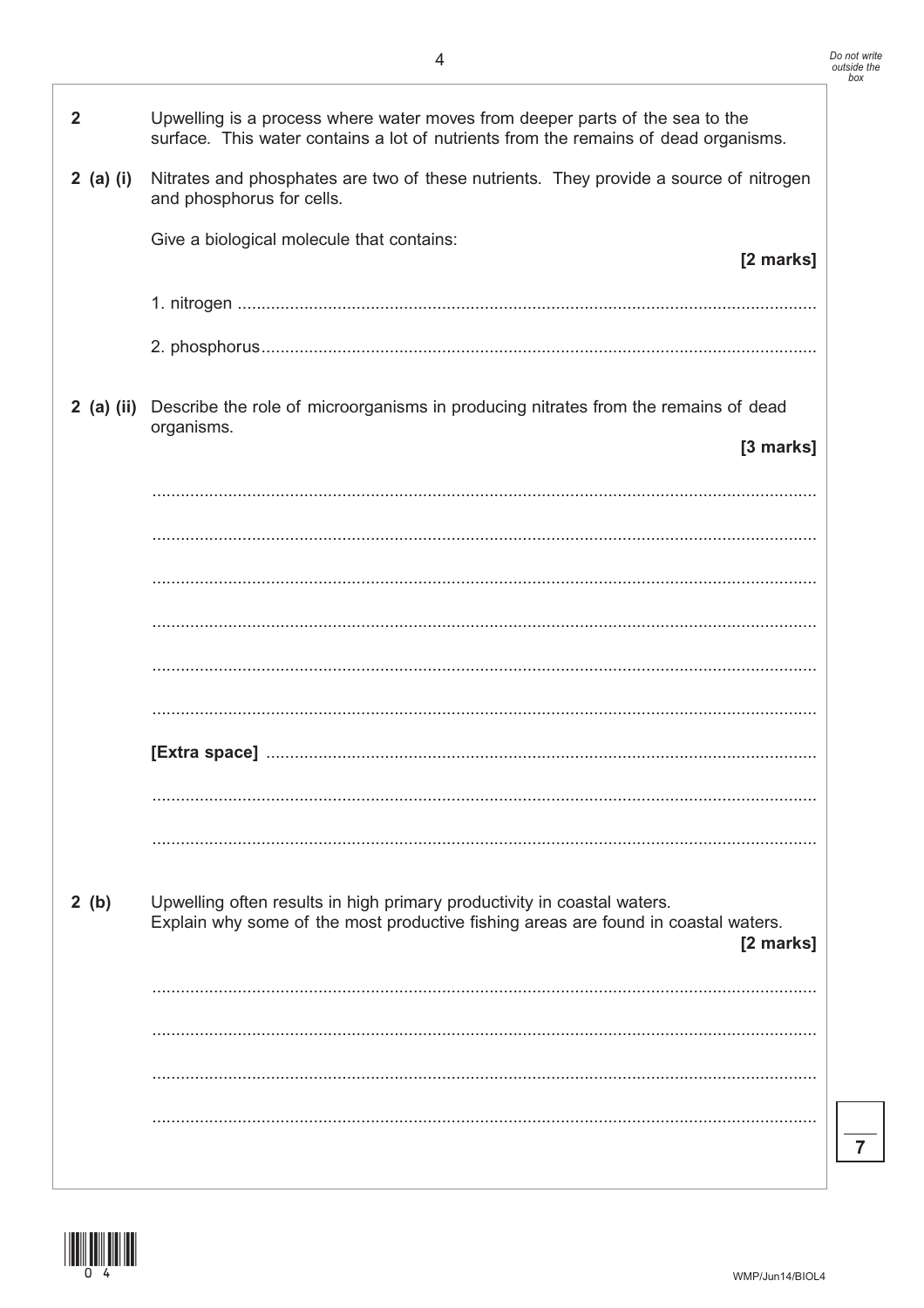**2** Upwelling is a process where water moves from deeper parts of the sea to the surface. This water contains a lot of nutrients from the remains of dead organisms.

**2 (a) (i)** Nitrates and phosphates are two of these nutrients. They provide a source of nitrogen and phosphorus for cells.

Give a biological molecule that contains:

**[2 marks]**

1. nitrogen ........................................................................................................................

2. phosphorus....................................................................................................................

**2 (a) (ii)** Describe the role of microorganisms in producing nitrates from the remains of dead organisms.

**[3 marks]**

..........................................................................................................................................

..........................................................................................................................................

..........................................................................................................................................

..........................................................................................................................................

..........................................................................................................................................

..........................................................................................................................................

**[Extra space]** ..................................................................................................................

..........................................................................................................................................

..........................................................................................................................................

**2 (b)** Upwelling often results in high primary productivity in coastal waters.
Explain why some of the most productive fishing areas are found in coastal waters.

**[2 marks]**

..........................................................................................................................................

..........................................................................................................................................

..........................................................................................................................................

..........................................................................................................................................

7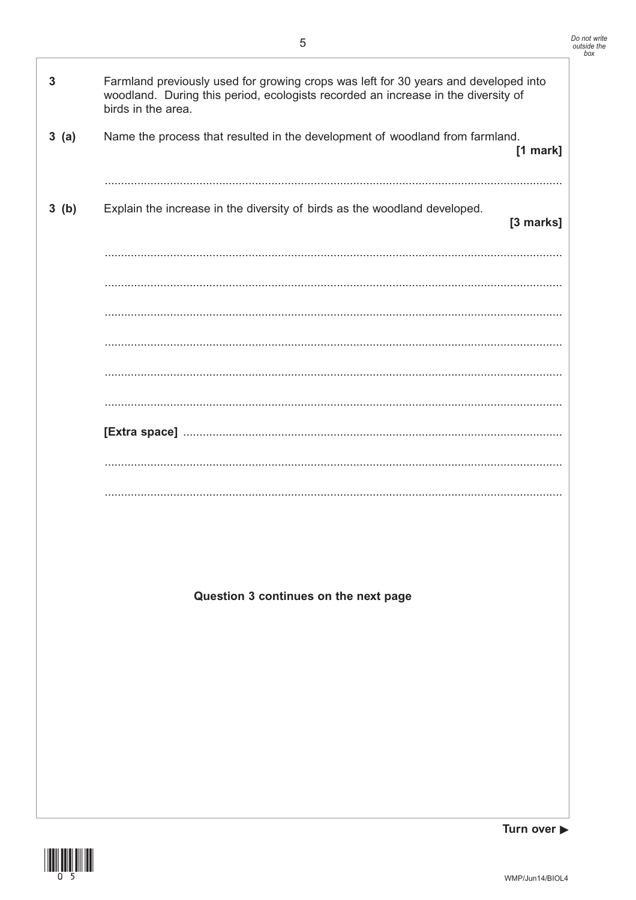**3** Farmland previously used for growing crops was left for 30 years and developed into woodland. During this period, ecologists recorded an increase in the diversity of birds in the area.

**3 (a)** Name the process that resulted in the development of woodland from farmland.
**[1 mark]**

............................................................................................................................................

**3 (b)** Explain the increase in the diversity of birds as the woodland developed.
**[3 marks]**

............................................................................................................................................

............................................................................................................................................

............................................................................................................................................

............................................................................................................................................

............................................................................................................................................

............................................................................................................................................

**[Extra space]** ..................................................................................................................

............................................................................................................................................

............................................................................................................................................

**Question 3 continues on the next page**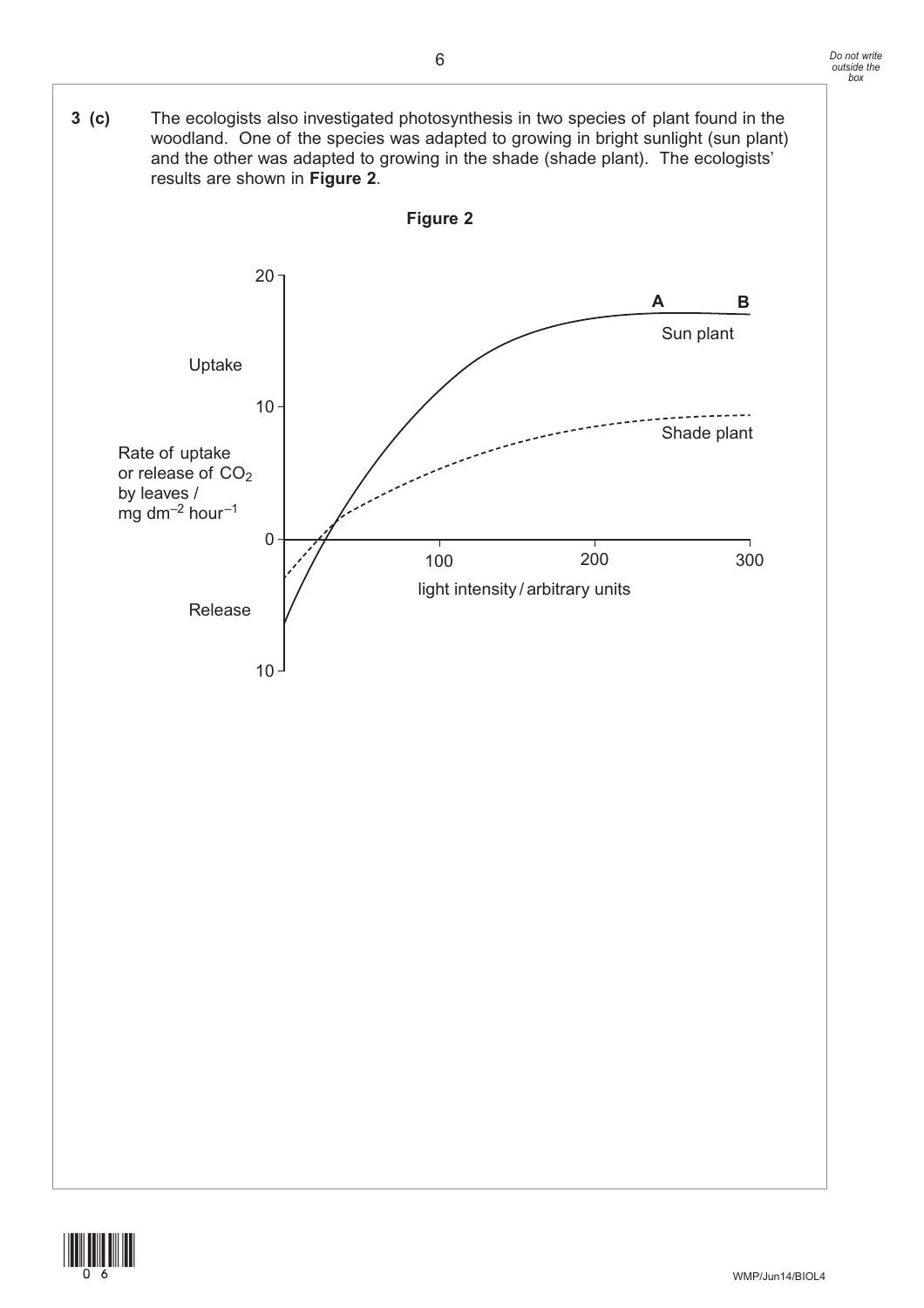**3 (c)** The ecologists also investigated photosynthesis in two species of plant found in the woodland. One of the species was adapted to growing in bright sunlight (sun plant) and the other was adapted to growing in the shade (shade plant). The ecologists' results are shown in **Figure 2**.

**Figure 2**

Uptake

Rate of uptake or release of $CO_2$ by leaves / mg dm$^{-2}$ hour$^{-1}$

Release

20, 10, 0, 10

A B

Sun plant

Shade plant

100 200 300

light intensity / arbitrary units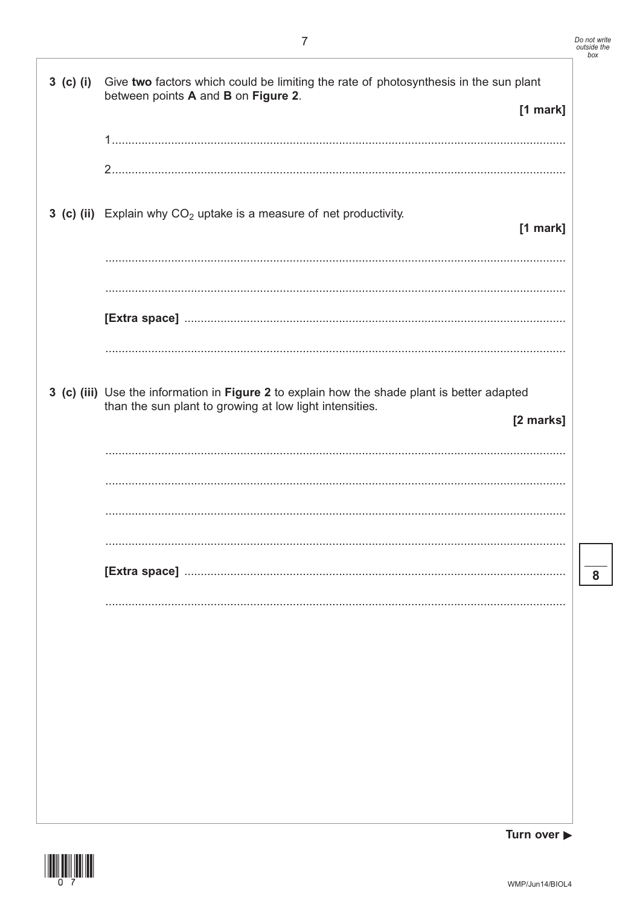**3 (c) (i)** Give **two** factors which could be limiting the rate of photosynthesis in the sun plant between points **A** and **B** on **Figure 2**.

**[1 mark]**

1..........................................................................................................................................

2..........................................................................................................................................

**3 (c) (ii)** Explain why $CO_2$ uptake is a measure of net productivity.

**[1 mark]**

..........................................................................................................................................

..........................................................................................................................................

**[Extra space]** ..........................................................................................................

..........................................................................................................................................

**3 (c) (iii)** Use the information in **Figure 2** to explain how the shade plant is better adapted than the sun plant to growing at low light intensities.

**[2 marks]**

..........................................................................................................................................

..........................................................................................................................................

..........................................................................................................................................

..........................................................................................................................................

**[Extra space]** ..........................................................................................................

..........................................................................................................................................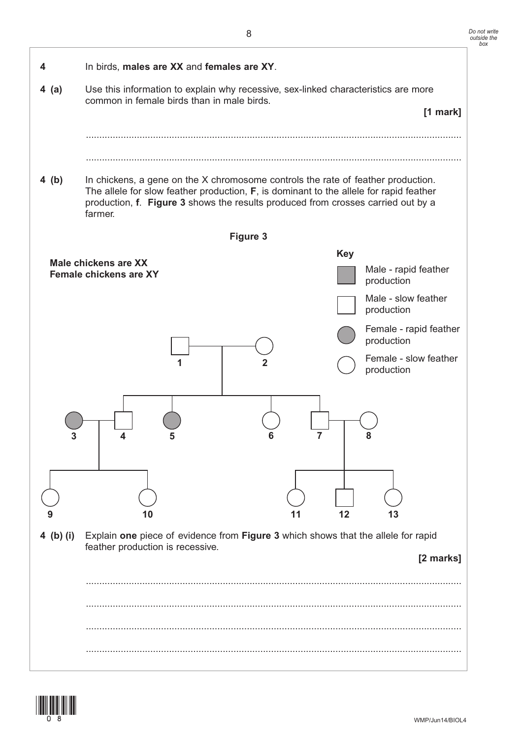**4** In birds, **males are XX** and **females are XY**.

**4 (a)** Use this information to explain why recessive, sex-linked characteristics are more common in female birds than in male birds.

**[1 mark]**

............................................................................................................................................

............................................................................................................................................

**4 (b)** In chickens, a gene on the X chromosome controls the rate of feather production. The allele for slow feather production, **F**, is dominant to the allele for rapid feather production, **f**. **Figure 3** shows the results produced from crosses carried out by a farmer.

**Figure 3**

**Male chickens are XX**
**Female chickens are XY**

**Key**

- Shaded square: Male - rapid feather production
- Unshaded square: Male - slow feather production
- Shaded circle: Female - rapid feather production
- Unshaded circle: Female - slow feather production

Pedigree:

- 1 (male, slow) × 2 (female, slow) → offspring: 4 (male, slow), 5 (female, rapid), 6 (female, slow), 7 (male, slow)
- 3 (female, rapid) × 4 (male, slow) → offspring: 9 (female, slow), 10 (female, slow)
- 7 (male, slow) × 8 (female, slow) → offspring: 11 (female, slow), 12 (male, slow), 13 (female, slow)

**4 (b) (i)** Explain **one** piece of evidence from **Figure 3** which shows that the allele for rapid feather production is recessive.

**[2 marks]**

............................................................................................................................................

............................................................................................................................................

............................................................................................................................................

............................................................................................................................................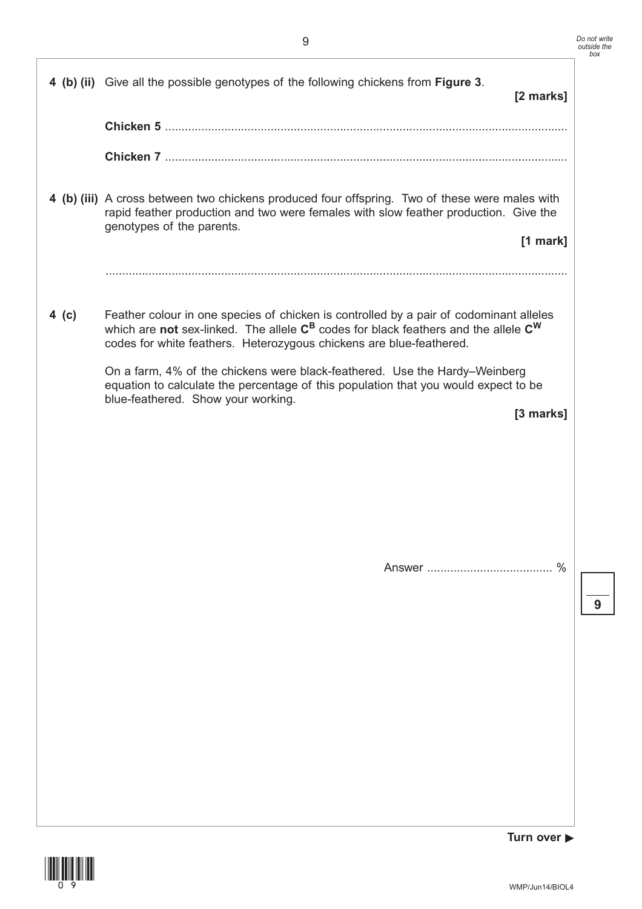**4 (b) (ii)** Give all the possible genotypes of the following chickens from **Figure 3**.

**[2 marks]**

**Chicken 5** ..........................................................................................................................

**Chicken 7** ..........................................................................................................................

**4 (b) (iii)** A cross between two chickens produced four offspring. Two of these were males with rapid feather production and two were females with slow feather production. Give the genotypes of the parents.

**[1 mark]**

..........................................................................................................................................

**4 (c)** Feather colour in one species of chicken is controlled by a pair of codominant alleles which are **not** sex-linked. The allele $\mathbf{C^B}$ codes for black feathers and the allele $\mathbf{C^W}$ codes for white feathers. Heterozygous chickens are blue-feathered.

On a farm, 4% of the chickens were black-feathered. Use the Hardy–Weinberg equation to calculate the percentage of this population that you would expect to be blue-feathered. Show your working.

**[3 marks]**

Answer ...................................... %

**Turn over ▶**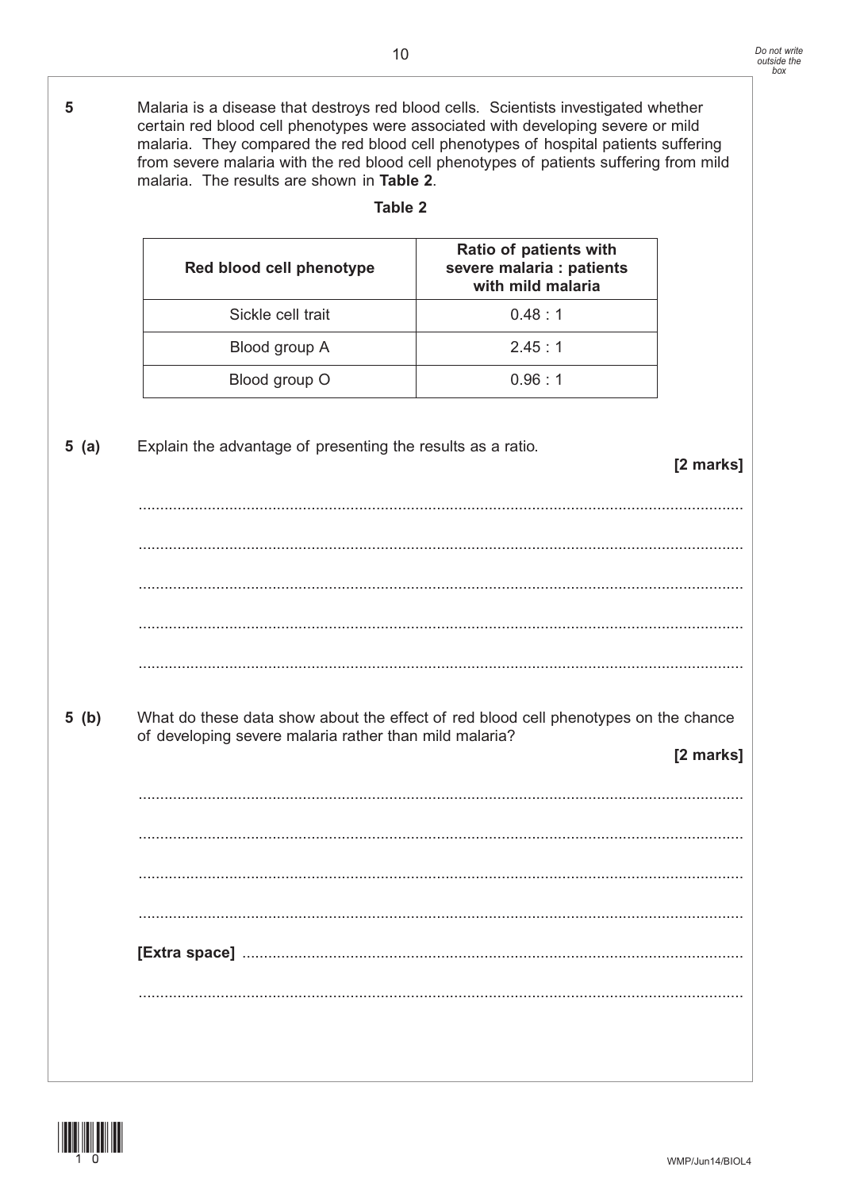**5** Malaria is a disease that destroys red blood cells. Scientists investigated whether certain red blood cell phenotypes were associated with developing severe or mild malaria. They compared the red blood cell phenotypes of hospital patients suffering from severe malaria with the red blood cell phenotypes of patients suffering from mild malaria. The results are shown in **Table 2**.

**Table 2**

| Red blood cell phenotype | Ratio of patients with severe malaria : patients with mild malaria |
|---|---|
| Sickle cell trait | 0.48 : 1 |
| Blood group A | 2.45 : 1 |
| Blood group O | 0.96 : 1 |

**5 (a)** Explain the advantage of presenting the results as a ratio.

**[2 marks]**

..........................................................................................................................................

..........................................................................................................................................

..........................................................................................................................................

..........................................................................................................................................

..........................................................................................................................................

**5 (b)** What do these data show about the effect of red blood cell phenotypes on the chance of developing severe malaria rather than mild malaria?

**[2 marks]**

..........................................................................................................................................

..........................................................................................................................................

..........................................................................................................................................

..........................................................................................................................................

**[Extra space]** ..........................................................................................................

..........................................................................................................................................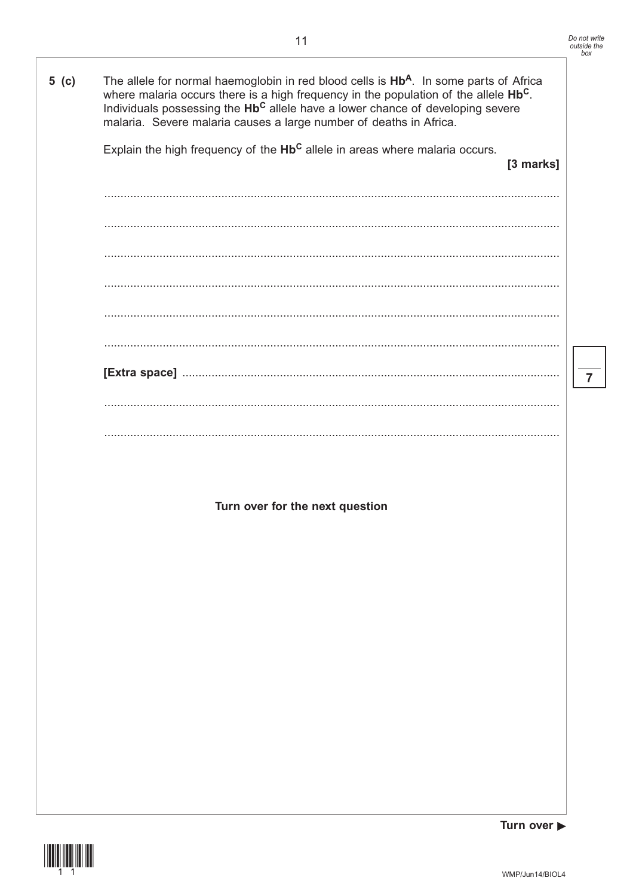**5 (c)** The allele for normal haemoglobin in red blood cells is $Hb^A$. In some parts of Africa where malaria occurs there is a high frequency in the population of the allele $Hb^C$. Individuals possessing the $Hb^C$ allele have a lower chance of developing severe malaria. Severe malaria causes a large number of deaths in Africa.

Explain the high frequency of the $Hb^C$ allele in areas where malaria occurs.

**[3 marks]**

............................................................................................................................................

............................................................................................................................................

............................................................................................................................................

............................................................................................................................................

............................................................................................................................................

............................................................................................................................................

**[Extra space]** ............................................................................................................

............................................................................................................................................

............................................................................................................................................

**Turn over for the next question**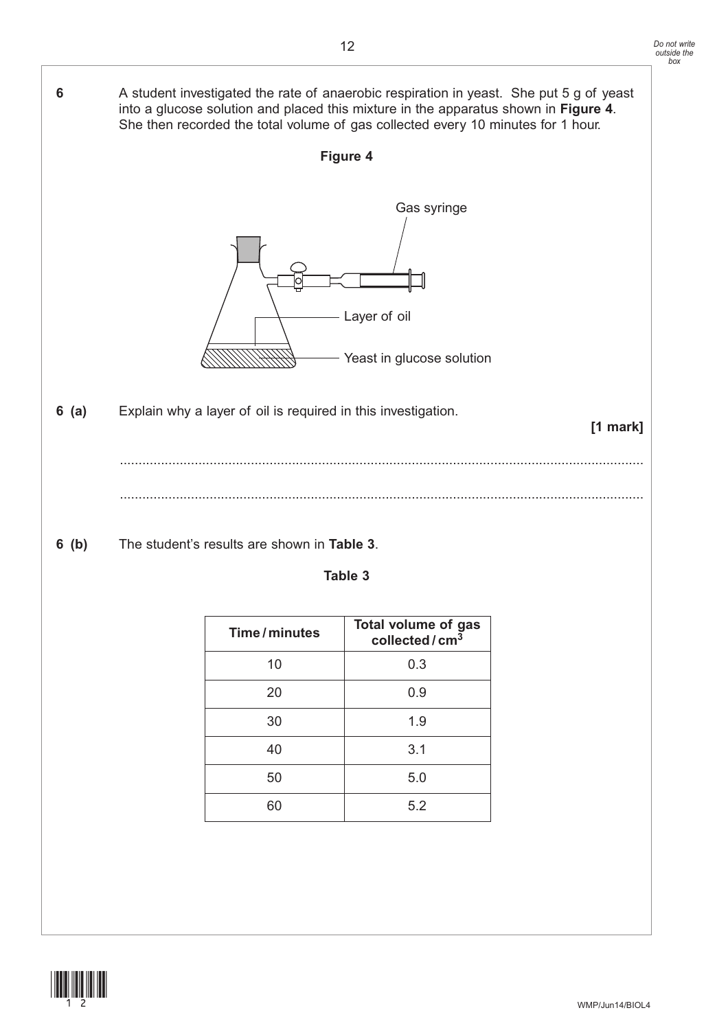**6** A student investigated the rate of anaerobic respiration in yeast. She put 5 g of yeast into a glucose solution and placed this mixture in the apparatus shown in **Figure 4**. She then recorded the total volume of gas collected every 10 minutes for 1 hour.

**Figure 4**

Gas syringe

Layer of oil

Yeast in glucose solution

**6 (a)** Explain why a layer of oil is required in this investigation.

**[1 mark]**

............................................................................................................................................

............................................................................................................................................

**6 (b)** The student's results are shown in **Table 3**.

**Table 3**

| Time / minutes | Total volume of gas collected / $cm^3$ |
|---|---|
| 10 | 0.3 |
| 20 | 0.9 |
| 30 | 1.9 |
| 40 | 3.1 |
| 50 | 5.0 |
| 60 | 5.2 |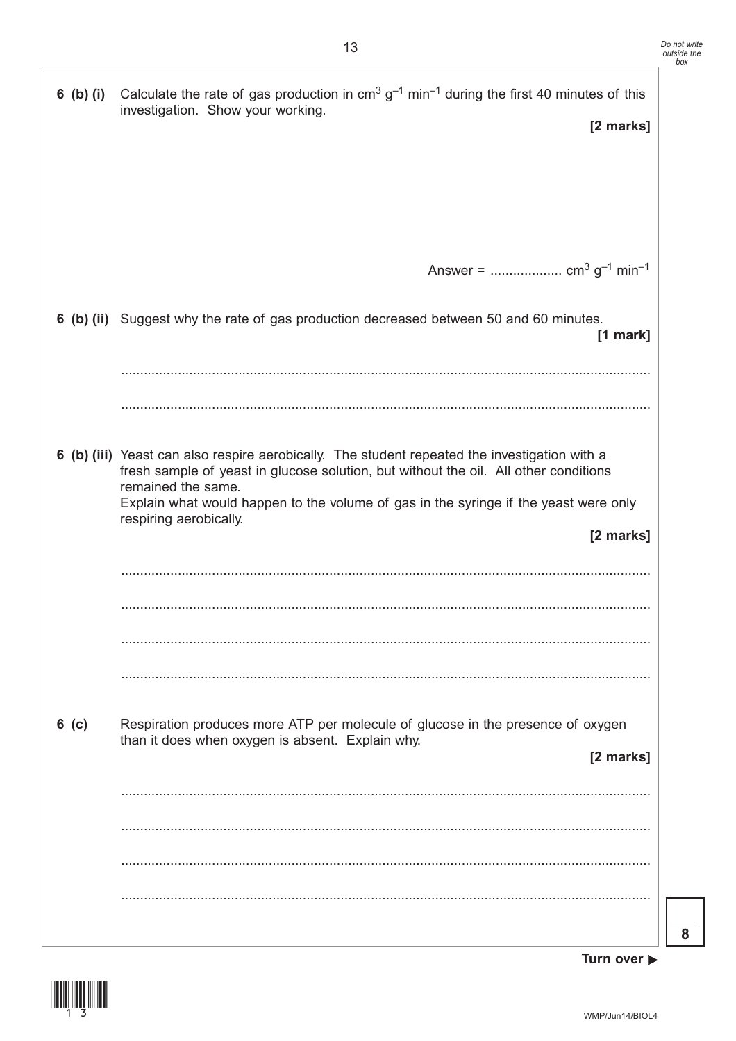**6 (b) (i)** Calculate the rate of gas production in $cm^3\ g^{-1}\ min^{-1}$ during the first 40 minutes of this investigation. Show your working.

**[2 marks]**

Answer = .................. $cm^3\ g^{-1}\ min^{-1}$

**6 (b) (ii)** Suggest why the rate of gas production decreased between 50 and 60 minutes.

**[1 mark]**

............................................................................................................................................

............................................................................................................................................

**6 (b) (iii)** Yeast can also respire aerobically. The student repeated the investigation with a fresh sample of yeast in glucose solution, but without the oil. All other conditions remained the same.
Explain what would happen to the volume of gas in the syringe if the yeast were only respiring aerobically.

**[2 marks]**

............................................................................................................................................

............................................................................................................................................

............................................................................................................................................

............................................................................................................................................

**6 (c)** Respiration produces more ATP per molecule of glucose in the presence of oxygen than it does when oxygen is absent. Explain why.

**[2 marks]**

............................................................................................................................................

............................................................................................................................................

............................................................................................................................................

............................................................................................................................................

**8**

**Turn over ▶**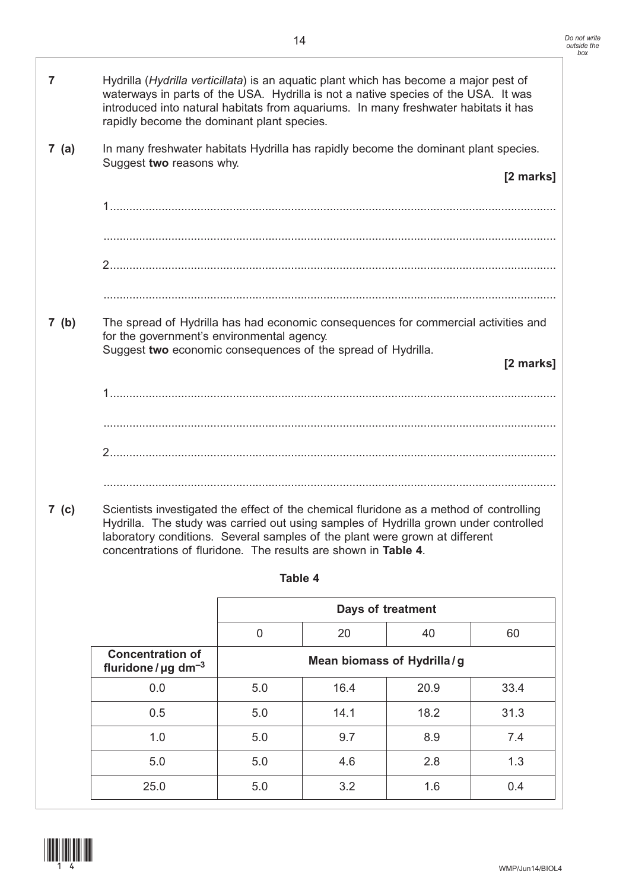**7** Hydrilla (*Hydrilla verticillata*) is an aquatic plant which has become a major pest of waterways in parts of the USA. Hydrilla is not a native species of the USA. It was introduced into natural habitats from aquariums. In many freshwater habitats it has rapidly become the dominant plant species.

**7 (a)** In many freshwater habitats Hydrilla has rapidly become the dominant plant species. Suggest **two** reasons why.

**[2 marks]**

1 ........................................................................................................................................

........................................................................................................................................

2 ........................................................................................................................................

........................................................................................................................................

**7 (b)** The spread of Hydrilla has had economic consequences for commercial activities and for the government's environmental agency.
Suggest **two** economic consequences of the spread of Hydrilla.

**[2 marks]**

1 ........................................................................................................................................

........................................................................................................................................

2 ........................................................................................................................................

........................................................................................................................................

**7 (c)** Scientists investigated the effect of the chemical fluridone as a method of controlling Hydrilla. The study was carried out using samples of Hydrilla grown under controlled laboratory conditions. Several samples of the plant were grown at different concentrations of fluridone. The results are shown in **Table 4**.

**Table 4**

| | Days of treatment | | | |
|---|---|---|---|---|
| | 0 | 20 | 40 | 60 |
| **Concentration of fluridone / µg $dm^{-3}$** | **Mean biomass of Hydrilla / g** | | | |
| 0.0 | 5.0 | 16.4 | 20.9 | 33.4 |
| 0.5 | 5.0 | 14.1 | 18.2 | 31.3 |
| 1.0 | 5.0 | 9.7 | 8.9 | 7.4 |
| 5.0 | 5.0 | 4.6 | 2.8 | 1.3 |
| 25.0 | 5.0 | 3.2 | 1.6 | 0.4 |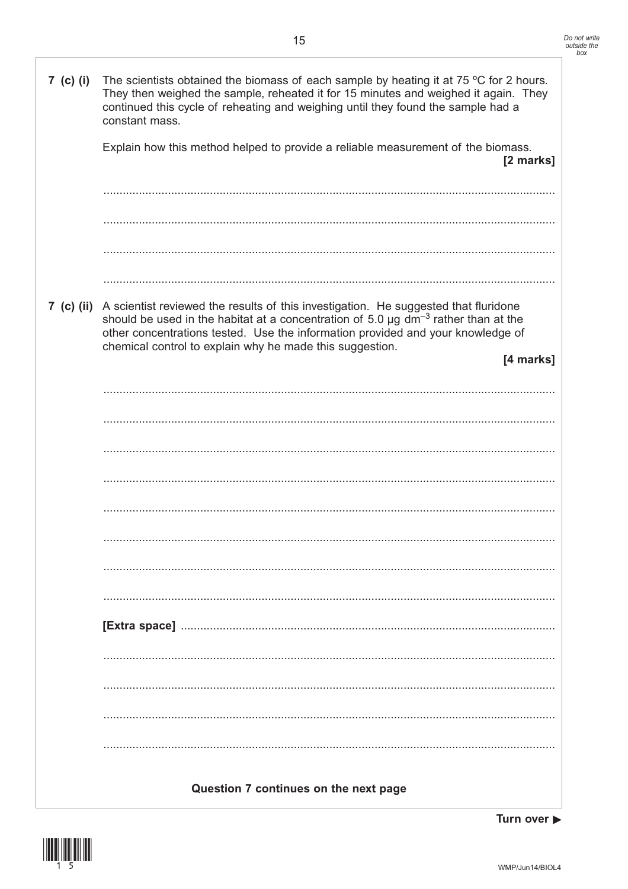**7 (c) (i)** The scientists obtained the biomass of each sample by heating it at 75 ºC for 2 hours. They then weighed the sample, reheated it for 15 minutes and weighed it again. They continued this cycle of reheating and weighing until they found the sample had a constant mass.

Explain how this method helped to provide a reliable measurement of the biomass.

**[2 marks]**

.............................................................................................................................................

.............................................................................................................................................

.............................................................................................................................................

.............................................................................................................................................

**7 (c) (ii)** A scientist reviewed the results of this investigation. He suggested that fluridone should be used in the habitat at a concentration of 5.0 µg $dm^{-3}$ rather than at the other concentrations tested. Use the information provided and your knowledge of chemical control to explain why he made this suggestion.

**[4 marks]**

.............................................................................................................................................

.............................................................................................................................................

.............................................................................................................................................

.............................................................................................................................................

.............................................................................................................................................

.............................................................................................................................................

.............................................................................................................................................

.............................................................................................................................................

**[Extra space]** ..............................................................................................................

.............................................................................................................................................

.............................................................................................................................................

.............................................................................................................................................

.............................................................................................................................................

**Question 7 continues on the next page**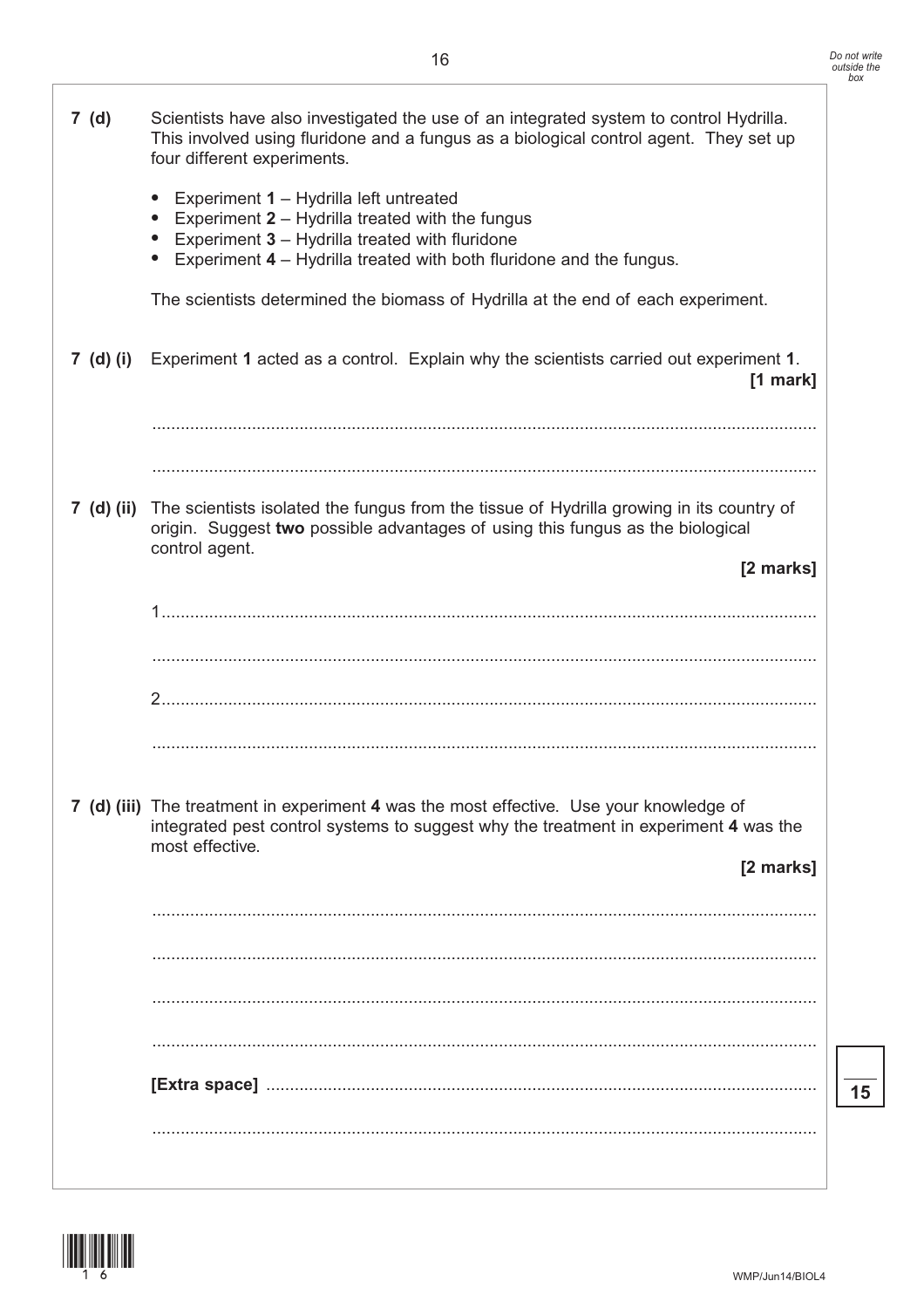**7 (d)** Scientists have also investigated the use of an integrated system to control Hydrilla. This involved using fluridone and a fungus as a biological control agent. They set up four different experiments.

- Experiment **1** – Hydrilla left untreated
- Experiment **2** – Hydrilla treated with the fungus
- Experiment **3** – Hydrilla treated with fluridone
- Experiment **4** – Hydrilla treated with both fluridone and the fungus.

The scientists determined the biomass of Hydrilla at the end of each experiment.

**7 (d) (i)** Experiment **1** acted as a control. Explain why the scientists carried out experiment **1**.

**[1 mark]**

.............................................................................................................................................

.............................................................................................................................................

**7 (d) (ii)** The scientists isolated the fungus from the tissue of Hydrilla growing in its country of origin. Suggest **two** possible advantages of using this fungus as the biological control agent.

**[2 marks]**

1...........................................................................................................................................

.............................................................................................................................................

2...........................................................................................................................................

.............................................................................................................................................

**7 (d) (iii)** The treatment in experiment **4** was the most effective. Use your knowledge of integrated pest control systems to suggest why the treatment in experiment **4** was the most effective.

**[2 marks]**

.............................................................................................................................................

.............................................................................................................................................

.............................................................................................................................................

.............................................................................................................................................

**[Extra space]** ..................................................................................................................

.............................................................................................................................................

15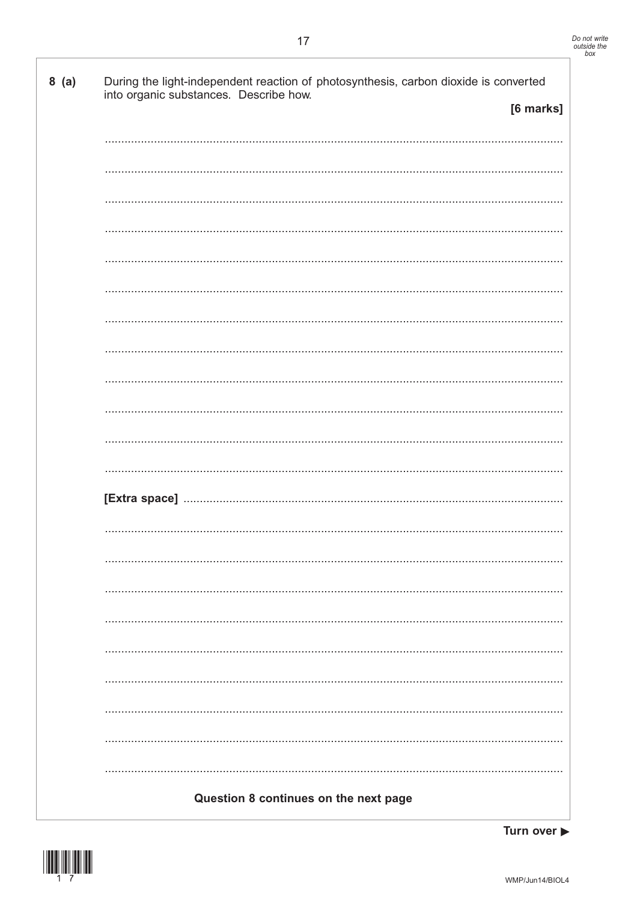**8 (a)** During the light-independent reaction of photosynthesis, carbon dioxide is converted into organic substances. Describe how.

**[6 marks]**

...........................................................................................................................................

...........................................................................................................................................

...........................................................................................................................................

...........................................................................................................................................

...........................................................................................................................................

...........................................................................................................................................

...........................................................................................................................................

...........................................................................................................................................

...........................................................................................................................................

...........................................................................................................................................

...........................................................................................................................................

...........................................................................................................................................

**[Extra space]** ..................................................................................................................

...........................................................................................................................................

...........................................................................................................................................

...........................................................................................................................................

...........................................................................................................................................

...........................................................................................................................................

...........................................................................................................................................

...........................................................................................................................................

...........................................................................................................................................

...........................................................................................................................................

**Question 8 continues on the next page**

**Turn over ▶**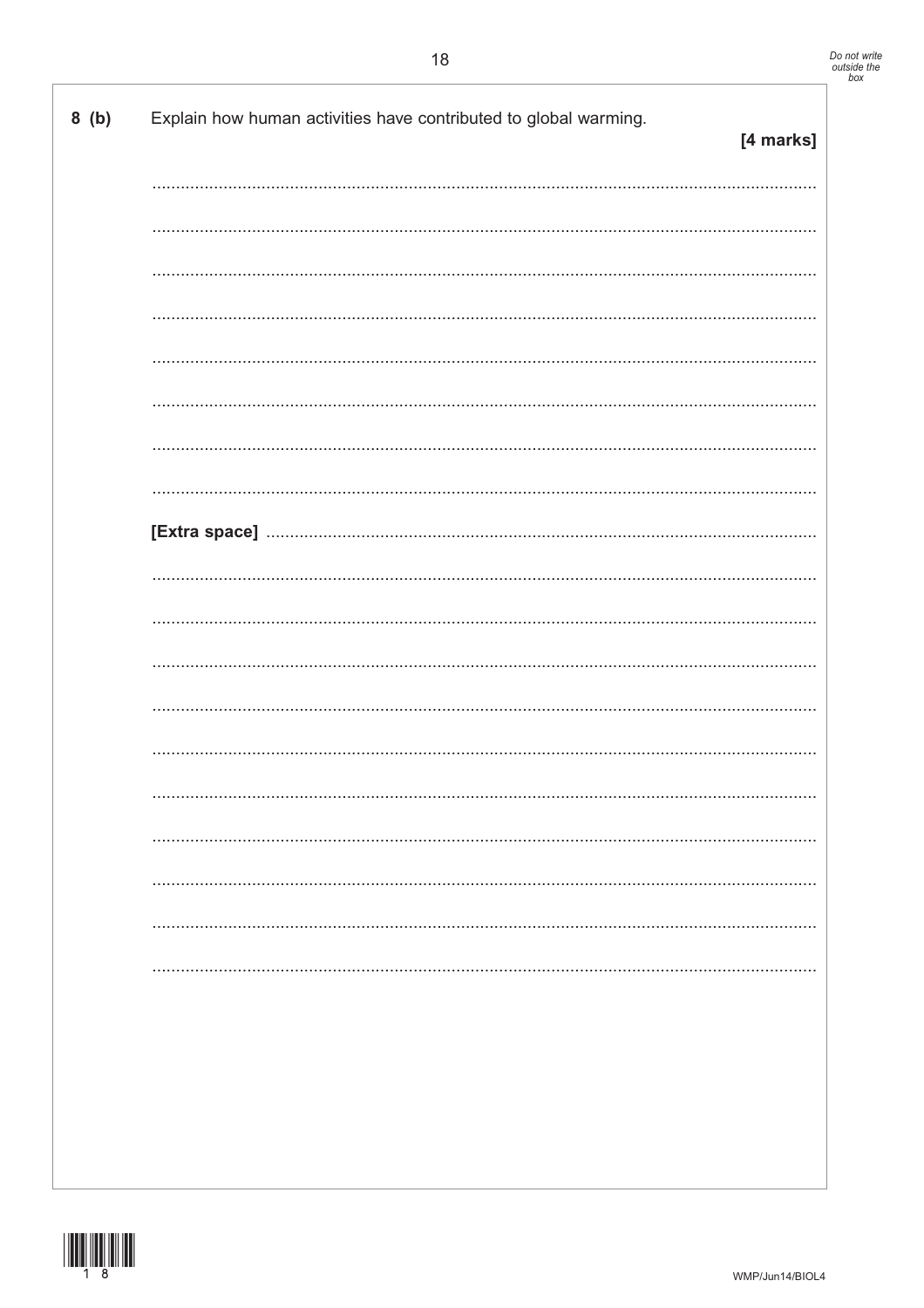8 (b) Explain how human activities have contributed to global warming.

**[4 marks]**

..............................................................................................................................................

..............................................................................................................................................

..............................................................................................................................................

..............................................................................................................................................

..............................................................................................................................................

..............................................................................................................................................

..............................................................................................................................................

..............................................................................................................................................

**[Extra space]** ..........................................................................................................................

..............................................................................................................................................

..............................................................................................................................................

..............................................................................................................................................

..............................................................................................................................................

..............................................................................................................................................

..............................................................................................................................................

..............................................................................................................................................

..............................................................................................................................................

..............................................................................................................................................

..............................................................................................................................................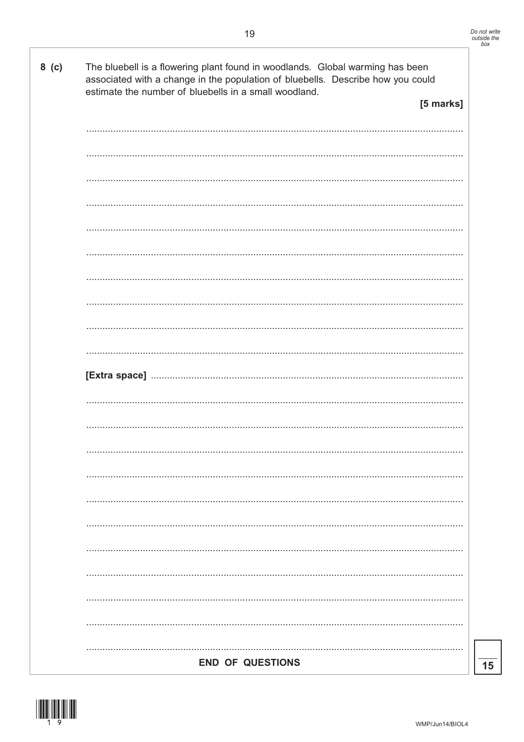**8 (c)** The bluebell is a flowering plant found in woodlands. Global warming has been associated with a change in the population of bluebells. Describe how you could estimate the number of bluebells in a small woodland.

**[5 marks]**

..........................................................................................................................................

..........................................................................................................................................

..........................................................................................................................................

..........................................................................................................................................

..........................................................................................................................................

..........................................................................................................................................

..........................................................................................................................................

..........................................................................................................................................

..........................................................................................................................................

..........................................................................................................................................

**[Extra space]** ..................................................................................................................

..........................................................................................................................................

..........................................................................................................................................

..........................................................................................................................................

..........................................................................................................................................

..........................................................................................................................................

..........................................................................................................................................

..........................................................................................................................................

..........................................................................................................................................

..........................................................................................................................................

..........................................................................................................................................

..........................................................................................................................................

**END OF QUESTIONS**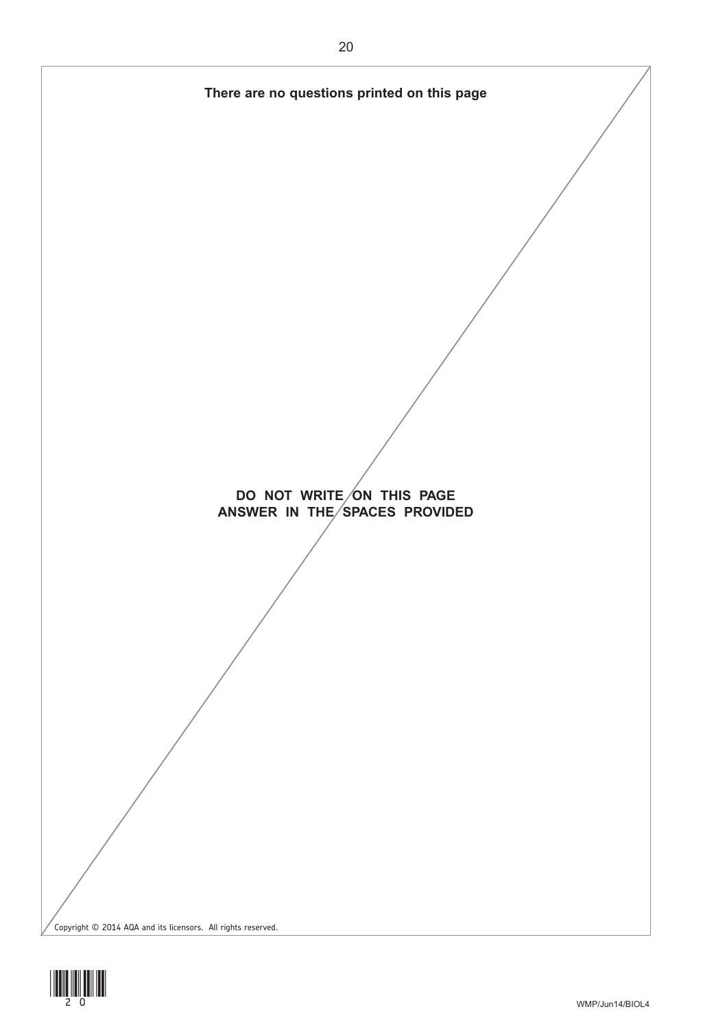**There are no questions printed on this page**

**DO NOT WRITE ON THIS PAGE**
**ANSWER IN THE SPACES PROVIDED**

Copyright © 2014 AQA and its licensors. All rights reserved.